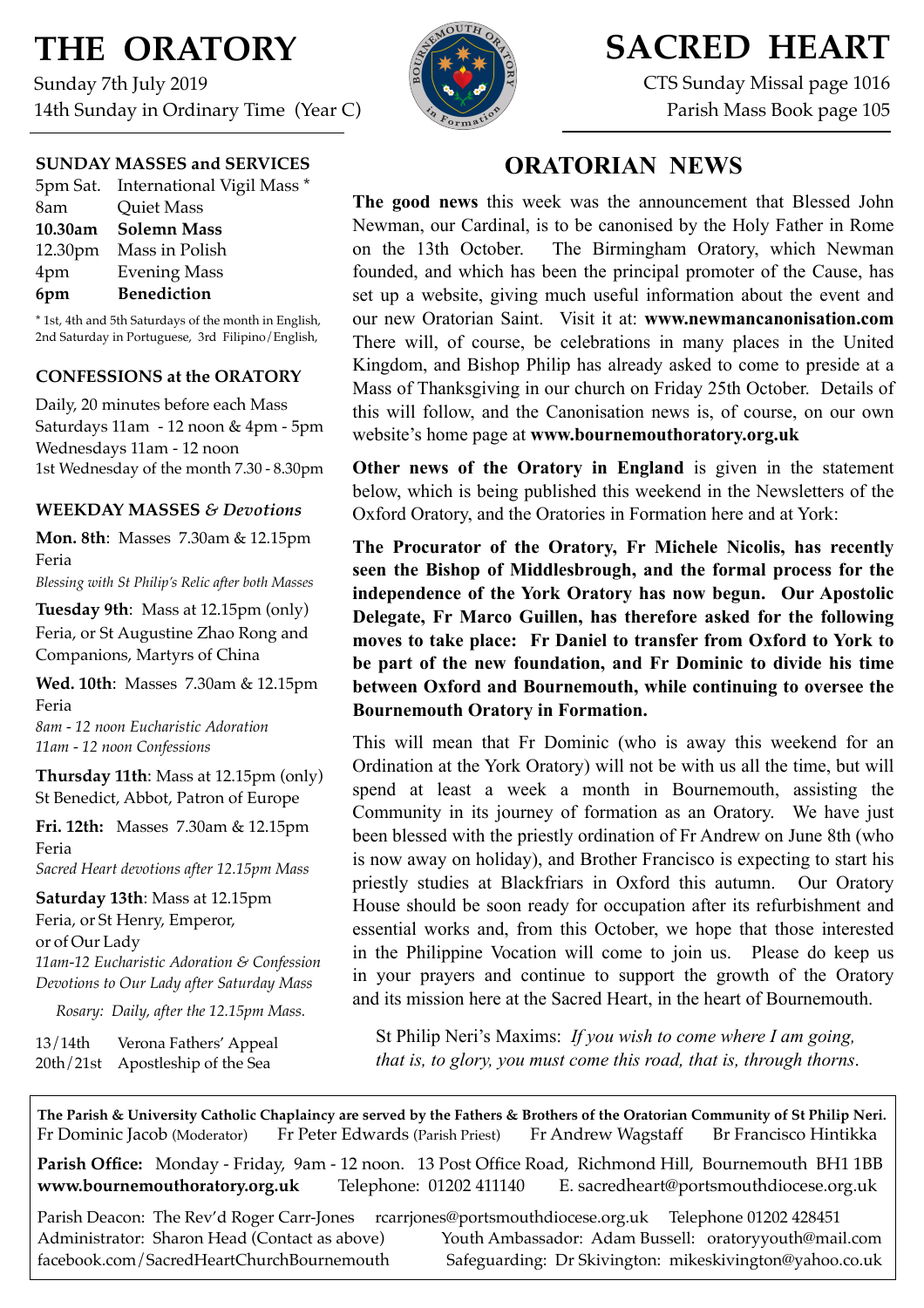# THE ORATORY

Sunday 7th July 2019
14th Sunday in Ordinary Time (Year C)

# SACRED HEART

CTS Sunday Missal page 1016
Parish Mass Book page 105

### SUNDAY MASSES and SERVICES

5pm Sat. International Vigil Mass *
8am Quiet Mass
**10.30am Solemn Mass**
12.30pm Mass in Polish
4pm Evening Mass
**6pm Benediction**

* 1st, 4th and 5th Saturdays of the month in English, 2nd Saturday in Portuguese, 3rd Filipino/English,

### CONFESSIONS at the ORATORY

Daily, 20 minutes before each Mass
Saturdays 11am - 12 noon & 4pm - 5pm
Wednesdays 11am - 12 noon
1st Wednesday of the month 7.30 - 8.30pm

### WEEKDAY MASSES *& Devotions*

**Mon. 8th**: Masses 7.30am & 12.15pm
Feria
*Blessing with St Philip's Relic after both Masses*

**Tuesday 9th**: Mass at 12.15pm (only)
Feria, or St Augustine Zhao Rong and Companions, Martyrs of China

**Wed. 10th**: Masses 7.30am & 12.15pm
Feria
*8am - 12 noon Eucharistic Adoration*
*11am - 12 noon Confessions*

**Thursday 11th**: Mass at 12.15pm (only)
St Benedict, Abbot, Patron of Europe

**Fri. 12th:** Masses 7.30am & 12.15pm
Feria
*Sacred Heart devotions after 12.15pm Mass*

**Saturday 13th**: Mass at 12.15pm
Feria, or St Henry, Emperor,
or of Our Lady
*11am-12 Eucharistic Adoration & Confession*
*Devotions to Our Lady after Saturday Mass*

*Rosary: Daily, after the 12.15pm Mass.*

13/14th Verona Fathers' Appeal
20th/21st Apostleship of the Sea

## ORATORIAN NEWS

**The good news** this week was the announcement that Blessed John Newman, our Cardinal, is to be canonised by the Holy Father in Rome on the 13th October. The Birmingham Oratory, which Newman founded, and which has been the principal promoter of the Cause, has set up a website, giving much useful information about the event and our new Oratorian Saint. Visit it at: **www.newmancanonisation.com** There will, of course, be celebrations in many places in the United Kingdom, and Bishop Philip has already asked to come to preside at a Mass of Thanksgiving in our church on Friday 25th October. Details of this will follow, and the Canonisation news is, of course, on our own website's home page at **www.bournemouthoratory.org.uk**

**Other news of the Oratory in England** is given in the statement below, which is being published this weekend in the Newsletters of the Oxford Oratory, and the Oratories in Formation here and at York:

**The Procurator of the Oratory, Fr Michele Nicolis, has recently seen the Bishop of Middlesbrough, and the formal process for the independence of the York Oratory has now begun. Our Apostolic Delegate, Fr Marco Guillen, has therefore asked for the following moves to take place: Fr Daniel to transfer from Oxford to York to be part of the new foundation, and Fr Dominic to divide his time between Oxford and Bournemouth, while continuing to oversee the Bournemouth Oratory in Formation.**

This will mean that Fr Dominic (who is away this weekend for an Ordination at the York Oratory) will not be with us all the time, but will spend at least a week a month in Bournemouth, assisting the Community in its journey of formation as an Oratory. We have just been blessed with the priestly ordination of Fr Andrew on June 8th (who is now away on holiday), and Brother Francisco is expecting to start his priestly studies at Blackfriars in Oxford this autumn. Our Oratory House should be soon ready for occupation after its refurbishment and essential works and, from this October, we hope that those interested in the Philippine Vocation will come to join us. Please do keep us in your prayers and continue to support the growth of the Oratory and its mission here at the Sacred Heart, in the heart of Bournemouth.

St Philip Neri's Maxims: *If you wish to come where I am going, that is, to glory, you must come this road, that is, through thorns*.

**The Parish & University Catholic Chaplaincy are served by the Fathers & Brothers of the Oratorian Community of St Philip Neri.**
Fr Dominic Jacob (Moderator) Fr Peter Edwards (Parish Priest) Fr Andrew Wagstaff Br Francisco Hintikka

**Parish Office:** Monday - Friday, 9am - 12 noon. 13 Post Office Road, Richmond Hill, Bournemouth BH1 1BB
**www.bournemouthoratory.org.uk** Telephone: 01202 411140 E. sacredheart@portsmouthdiocese.org.uk

Parish Deacon: The Rev'd Roger Carr-Jones rcarrjones@portsmouthdiocese.org.uk Telephone 01202 428451
Administrator: Sharon Head (Contact as above) Youth Ambassador: Adam Bussell: oratoryyouth@mail.com
facebook.com/SacredHeartChurchBournemouth Safeguarding: Dr Skivington: mikeskivington@yahoo.co.uk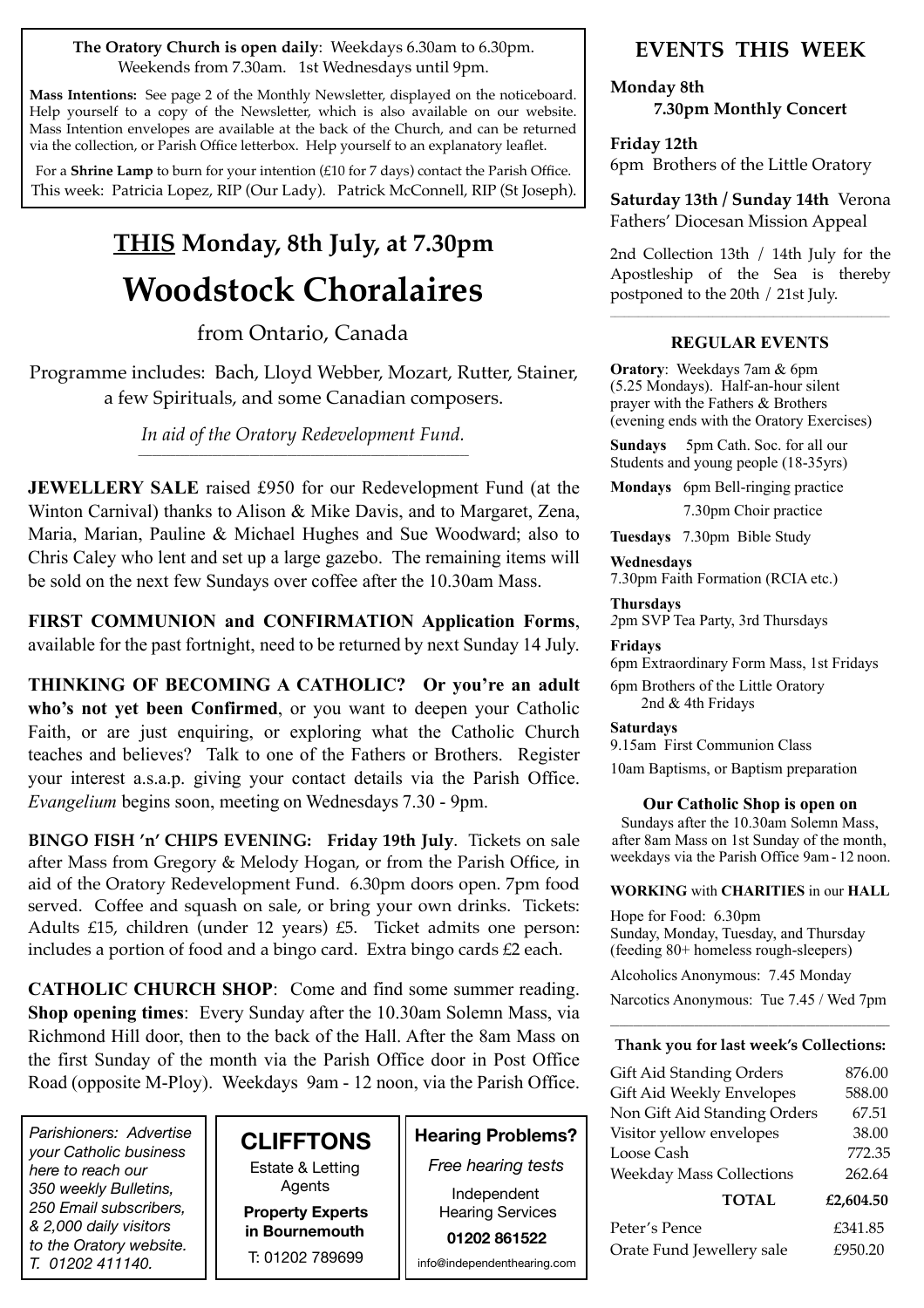**The Oratory Church is open daily**: Weekdays 6.30am to 6.30pm. Weekends from 7.30am. 1st Wednesdays until 9pm.

**Mass Intentions:** See page 2 of the Monthly Newsletter, displayed on the noticeboard. Help yourself to a copy of the Newsletter, which is also available on our website. Mass Intention envelopes are available at the back of the Church, and can be returned via the collection, or Parish Office letterbox. Help yourself to an explanatory leaflet.

For a **Shrine Lamp** to burn for your intention (£10 for 7 days) contact the Parish Office. This week: Patricia Lopez, RIP (Our Lady). Patrick McConnell, RIP (St Joseph).

## **THIS** Monday, 8th July, at 7.30pm

# Woodstock Choralaires

from Ontario, Canada

Programme includes: Bach, Lloyd Webber, Mozart, Rutter, Stainer, a few Spirituals, and some Canadian composers.

*In aid of the Oratory Redevelopment Fund.*

**JEWELLERY SALE** raised £950 for our Redevelopment Fund (at the Winton Carnival) thanks to Alison & Mike Davis, and to Margaret, Zena, Maria, Marian, Pauline & Michael Hughes and Sue Woodward; also to Chris Caley who lent and set up a large gazebo. The remaining items will be sold on the next few Sundays over coffee after the 10.30am Mass.

**FIRST COMMUNION and CONFIRMATION Application Forms**, available for the past fortnight, need to be returned by next Sunday 14 July.

**THINKING OF BECOMING A CATHOLIC? Or you're an adult who's not yet been Confirmed**, or you want to deepen your Catholic Faith, or are just enquiring, or exploring what the Catholic Church teaches and believes? Talk to one of the Fathers or Brothers. Register your interest a.s.a.p. giving your contact details via the Parish Office. *Evangelium* begins soon, meeting on Wednesdays 7.30 - 9pm.

**BINGO FISH 'n' CHIPS EVENING: Friday 19th July**. Tickets on sale after Mass from Gregory & Melody Hogan, or from the Parish Office, in aid of the Oratory Redevelopment Fund. 6.30pm doors open. 7pm food served. Coffee and squash on sale, or bring your own drinks. Tickets: Adults £15, children (under 12 years) £5. Ticket admits one person: includes a portion of food and a bingo card. Extra bingo cards £2 each.

**CATHOLIC CHURCH SHOP**: Come and find some summer reading. **Shop opening times**: Every Sunday after the 10.30am Solemn Mass, via Richmond Hill door, then to the back of the Hall. After the 8am Mass on the first Sunday of the month via the Parish Office door in Post Office Road (opposite M-Ploy). Weekdays 9am - 12 noon, via the Parish Office.

*Parishioners: Advertise your Catholic business here to reach our 350 weekly Bulletins, 250 Email subscribers, & 2,000 daily visitors to the Oratory website. T. 01202 411140.*

**CLIFFTONS**
Estate & Letting Agents
**Property Experts in Bournemouth**
T: 01202 789699

**Hearing Problems?**
*Free hearing tests*
Independent Hearing Services
**01202 861522**
info@independenthearing.com

## EVENTS THIS WEEK

**Monday 8th**
**7.30pm Monthly Concert**

**Friday 12th**
6pm Brothers of the Little Oratory

**Saturday 13th / Sunday 14th** Verona Fathers' Diocesan Mission Appeal

2nd Collection 13th / 14th July for the Apostleship of the Sea is thereby postponed to the 20th / 21st July.

### REGULAR EVENTS

**Oratory**: Weekdays 7am & 6pm (5.25 Mondays). Half-an-hour silent prayer with the Fathers & Brothers (evening ends with the Oratory Exercises)

**Sundays** 5pm Cath. Soc. for all our Students and young people (18-35yrs)

**Mondays** 6pm Bell-ringing practice
7.30pm Choir practice

**Tuesdays** 7.30pm Bible Study

**Wednesdays**
7.30pm Faith Formation (RCIA etc.)

**Thursdays**
2pm SVP Tea Party, 3rd Thursdays

**Fridays**
6pm Extraordinary Form Mass, 1st Fridays
6pm Brothers of the Little Oratory 2nd & 4th Fridays

**Saturdays**
9.15am First Communion Class
10am Baptisms, or Baptism preparation

**Our Catholic Shop is open on**
Sundays after the 10.30am Solemn Mass, after 8am Mass on 1st Sunday of the month, weekdays via the Parish Office 9am - 12 noon.

**WORKING** with **CHARITIES** in our **HALL**

Hope for Food: 6.30pm Sunday, Monday, Tuesday, and Thursday (feeding 80+ homeless rough-sleepers)

Alcoholics Anonymous: 7.45 Monday

Narcotics Anonymous: Tue 7.45 / Wed 7pm

**Thank you for last week's Collections:**

| | |
|---|---|
| Gift Aid Standing Orders | 876.00 |
| Gift Aid Weekly Envelopes | 588.00 |
| Non Gift Aid Standing Orders | 67.51 |
| Visitor yellow envelopes | 38.00 |
| Loose Cash | 772.35 |
| Weekday Mass Collections | 262.64 |
| **TOTAL** | **£2,604.50** |
| Peter's Pence | £341.85 |
| Orate Fund Jewellery sale | £950.20 |